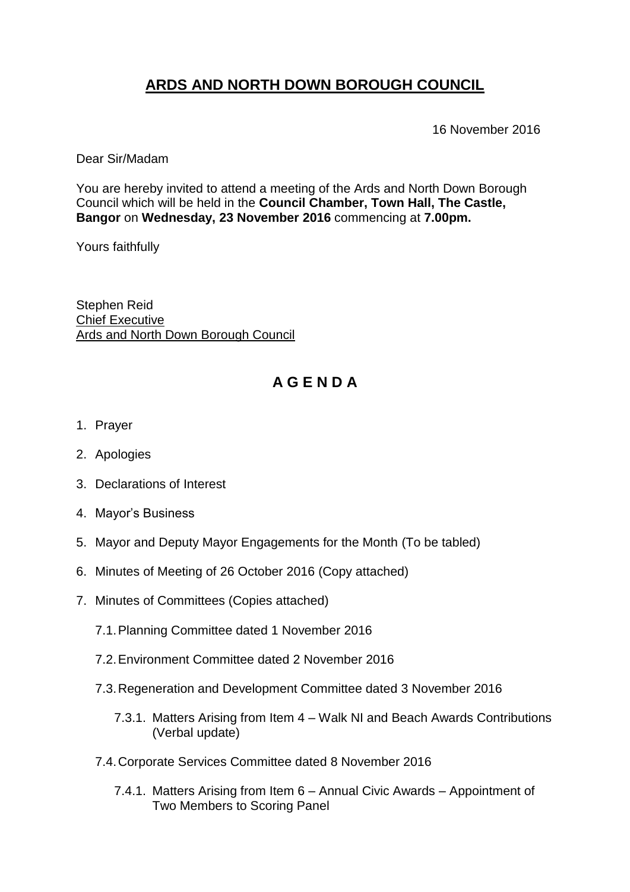# ARDS AND NORTH DOWN BOROUGH COUNCIL

16 November 2016

Dear Sir/Madam

You are hereby invited to attend a meeting of the Ards and North Down Borough Council which will be held in the **Council Chamber, Town Hall, The Castle, Bangor** on **Wednesday, 23 November 2016** commencing at **7.00pm.**

Yours faithfully

Stephen Reid
Chief Executive
Ards and North Down Borough Council

## A G E N D A

1. Prayer
2. Apologies
3. Declarations of Interest
4. Mayor's Business
5. Mayor and Deputy Mayor Engagements for the Month (To be tabled)
6. Minutes of Meeting of 26 October 2016 (Copy attached)
7. Minutes of Committees (Copies attached)
   - 7.1. Planning Committee dated 1 November 2016
   - 7.2. Environment Committee dated 2 November 2016
   - 7.3. Regeneration and Development Committee dated 3 November 2016
     - 7.3.1. Matters Arising from Item 4 – Walk NI and Beach Awards Contributions (Verbal update)
   - 7.4. Corporate Services Committee dated 8 November 2016
     - 7.4.1. Matters Arising from Item 6 – Annual Civic Awards – Appointment of Two Members to Scoring Panel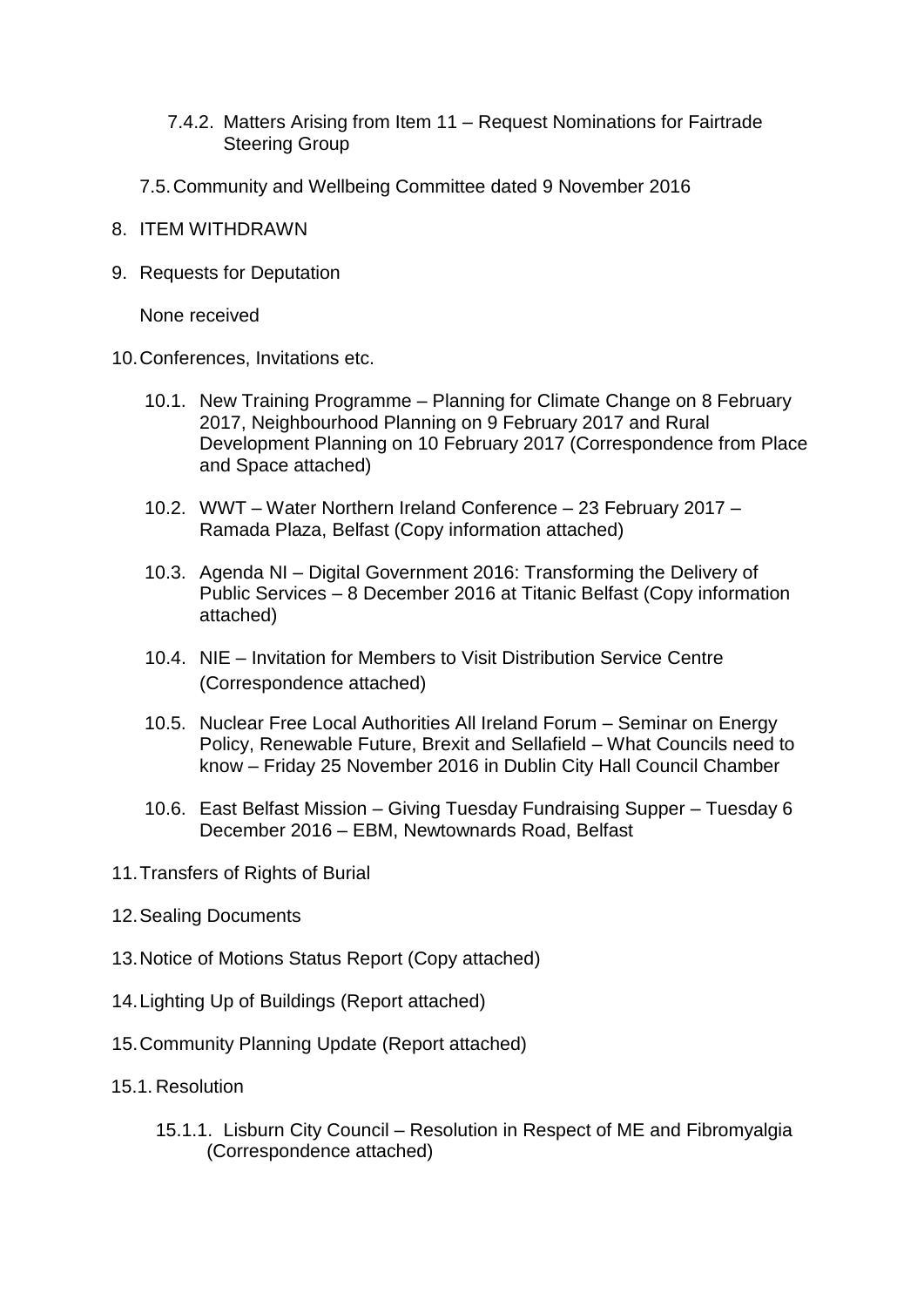7.4.2. Matters Arising from Item 11 – Request Nominations for Fairtrade Steering Group

7.5. Community and Wellbeing Committee dated 9 November 2016

8. ITEM WITHDRAWN

9. Requests for Deputation

   None received

10. Conferences, Invitations etc.

    10.1. New Training Programme – Planning for Climate Change on 8 February 2017, Neighbourhood Planning on 9 February 2017 and Rural Development Planning on 10 February 2017 (Correspondence from Place and Space attached)

    10.2. WWT – Water Northern Ireland Conference – 23 February 2017 – Ramada Plaza, Belfast (Copy information attached)

    10.3. Agenda NI – Digital Government 2016: Transforming the Delivery of Public Services – 8 December 2016 at Titanic Belfast (Copy information attached)

    10.4. NIE – Invitation for Members to Visit Distribution Service Centre (Correspondence attached)

    10.5. Nuclear Free Local Authorities All Ireland Forum – Seminar on Energy Policy, Renewable Future, Brexit and Sellafield – What Councils need to know – Friday 25 November 2016 in Dublin City Hall Council Chamber

    10.6. East Belfast Mission – Giving Tuesday Fundraising Supper – Tuesday 6 December 2016 – EBM, Newtownards Road, Belfast

11. Transfers of Rights of Burial

12. Sealing Documents

13. Notice of Motions Status Report (Copy attached)

14. Lighting Up of Buildings (Report attached)

15. Community Planning Update (Report attached)

15.1. Resolution

    15.1.1. Lisburn City Council – Resolution in Respect of ME and Fibromyalgia (Correspondence attached)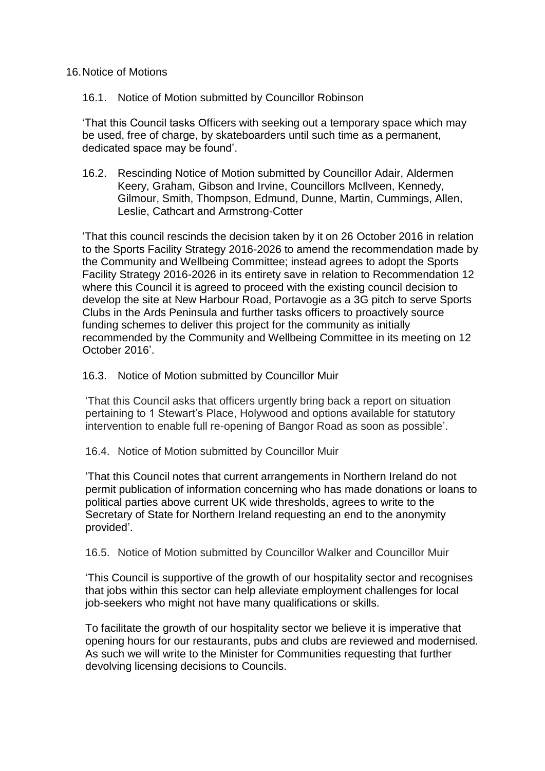16. Notice of Motions

16.1. Notice of Motion submitted by Councillor Robinson

'That this Council tasks Officers with seeking out a temporary space which may be used, free of charge, by skateboarders until such time as a permanent, dedicated space may be found'.

16.2. Rescinding Notice of Motion submitted by Councillor Adair, Aldermen Keery, Graham, Gibson and Irvine, Councillors McIlveen, Kennedy, Gilmour, Smith, Thompson, Edmund, Dunne, Martin, Cummings, Allen, Leslie, Cathcart and Armstrong-Cotter

'That this council rescinds the decision taken by it on 26 October 2016 in relation to the Sports Facility Strategy 2016-2026 to amend the recommendation made by the Community and Wellbeing Committee; instead agrees to adopt the Sports Facility Strategy 2016-2026 in its entirety save in relation to Recommendation 12 where this Council it is agreed to proceed with the existing council decision to develop the site at New Harbour Road, Portavogie as a 3G pitch to serve Sports Clubs in the Ards Peninsula and further tasks officers to proactively source funding schemes to deliver this project for the community as initially recommended by the Community and Wellbeing Committee in its meeting on 12 October 2016'.

16.3. Notice of Motion submitted by Councillor Muir

'That this Council asks that officers urgently bring back a report on situation pertaining to 1 Stewart's Place, Holywood and options available for statutory intervention to enable full re-opening of Bangor Road as soon as possible'.

16.4. Notice of Motion submitted by Councillor Muir

'That this Council notes that current arrangements in Northern Ireland do not permit publication of information concerning who has made donations or loans to political parties above current UK wide thresholds, agrees to write to the Secretary of State for Northern Ireland requesting an end to the anonymity provided'.

16.5. Notice of Motion submitted by Councillor Walker and Councillor Muir

'This Council is supportive of the growth of our hospitality sector and recognises that jobs within this sector can help alleviate employment challenges for local job-seekers who might not have many qualifications or skills.

To facilitate the growth of our hospitality sector we believe it is imperative that opening hours for our restaurants, pubs and clubs are reviewed and modernised. As such we will write to the Minister for Communities requesting that further devolving licensing decisions to Councils.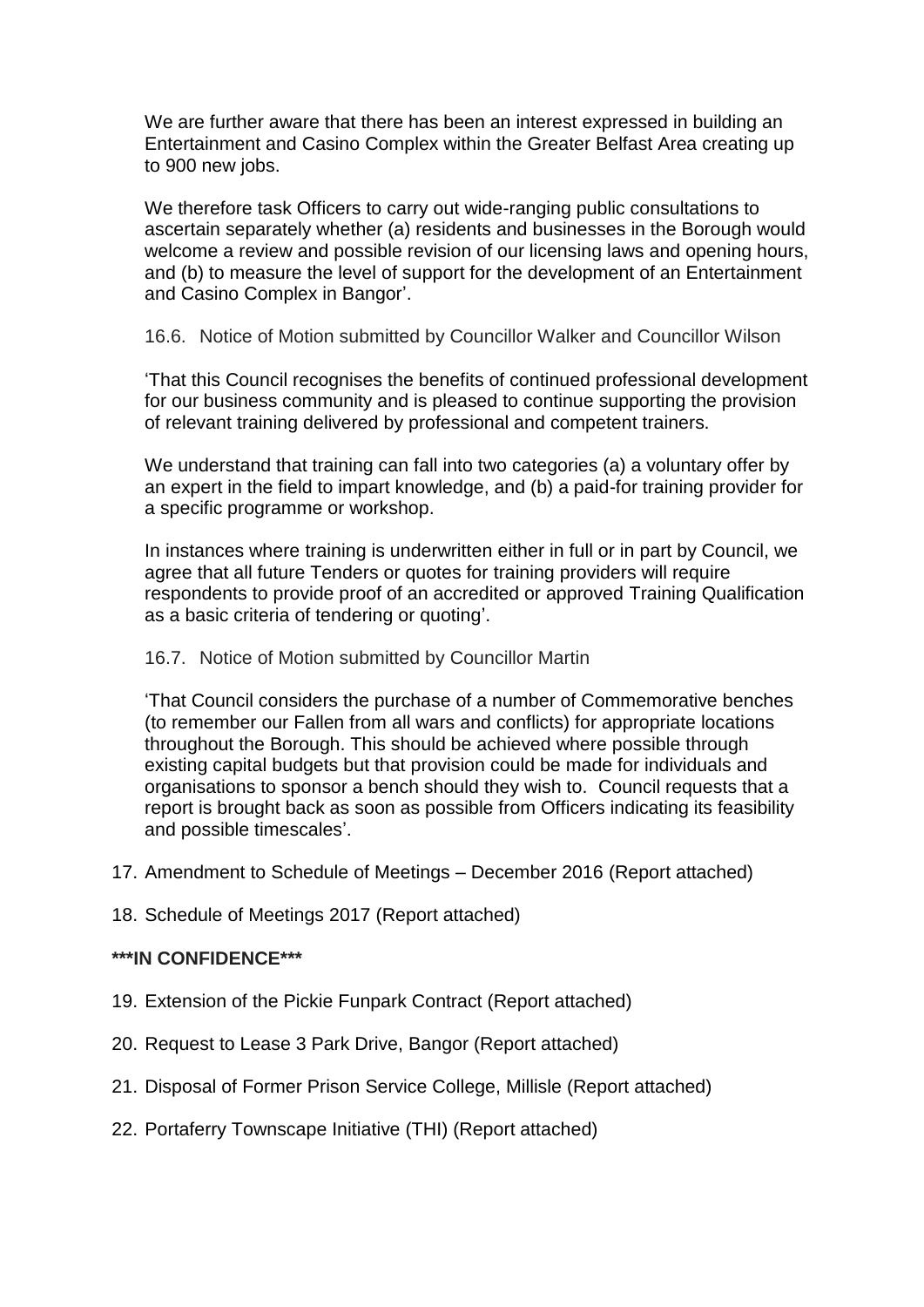We are further aware that there has been an interest expressed in building an Entertainment and Casino Complex within the Greater Belfast Area creating up to 900 new jobs.

We therefore task Officers to carry out wide-ranging public consultations to ascertain separately whether (a) residents and businesses in the Borough would welcome a review and possible revision of our licensing laws and opening hours, and (b) to measure the level of support for the development of an Entertainment and Casino Complex in Bangor'.

16.6. Notice of Motion submitted by Councillor Walker and Councillor Wilson

'That this Council recognises the benefits of continued professional development for our business community and is pleased to continue supporting the provision of relevant training delivered by professional and competent trainers.

We understand that training can fall into two categories (a) a voluntary offer by an expert in the field to impart knowledge, and (b) a paid-for training provider for a specific programme or workshop.

In instances where training is underwritten either in full or in part by Council, we agree that all future Tenders or quotes for training providers will require respondents to provide proof of an accredited or approved Training Qualification as a basic criteria of tendering or quoting'.

16.7. Notice of Motion submitted by Councillor Martin

'That Council considers the purchase of a number of Commemorative benches (to remember our Fallen from all wars and conflicts) for appropriate locations throughout the Borough. This should be achieved where possible through existing capital budgets but that provision could be made for individuals and organisations to sponsor a bench should they wish to. Council requests that a report is brought back as soon as possible from Officers indicating its feasibility and possible timescales'.

17. Amendment to Schedule of Meetings – December 2016 (Report attached)

18. Schedule of Meetings 2017 (Report attached)

**\*\*\*IN CONFIDENCE\*\*\***

19. Extension of the Pickie Funpark Contract (Report attached)

20. Request to Lease 3 Park Drive, Bangor (Report attached)

21. Disposal of Former Prison Service College, Millisle (Report attached)

22. Portaferry Townscape Initiative (THI) (Report attached)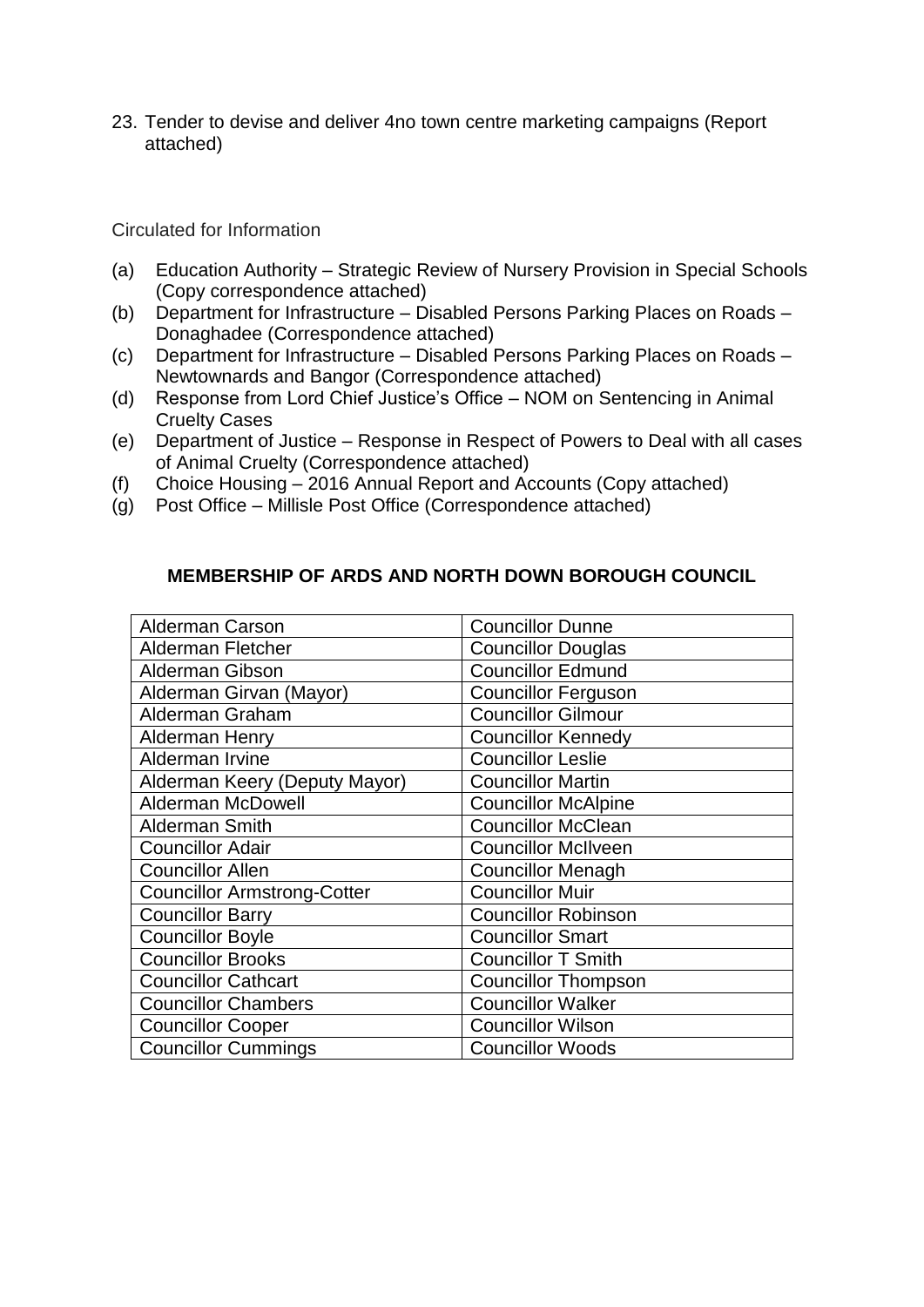23. Tender to devise and deliver 4no town centre marketing campaigns (Report attached)

Circulated for Information

(a) Education Authority – Strategic Review of Nursery Provision in Special Schools (Copy correspondence attached)
(b) Department for Infrastructure – Disabled Persons Parking Places on Roads – Donaghadee (Correspondence attached)
(c) Department for Infrastructure – Disabled Persons Parking Places on Roads – Newtownards and Bangor (Correspondence attached)
(d) Response from Lord Chief Justice's Office – NOM on Sentencing in Animal Cruelty Cases
(e) Department of Justice – Response in Respect of Powers to Deal with all cases of Animal Cruelty (Correspondence attached)
(f) Choice Housing – 2016 Annual Report and Accounts (Copy attached)
(g) Post Office – Millisle Post Office (Correspondence attached)

## MEMBERSHIP OF ARDS AND NORTH DOWN BOROUGH COUNCIL

| | |
|---|---|
| Alderman Carson | Councillor Dunne |
| Alderman Fletcher | Councillor Douglas |
| Alderman Gibson | Councillor Edmund |
| Alderman Girvan (Mayor) | Councillor Ferguson |
| Alderman Graham | Councillor Gilmour |
| Alderman Henry | Councillor Kennedy |
| Alderman Irvine | Councillor Leslie |
| Alderman Keery (Deputy Mayor) | Councillor Martin |
| Alderman McDowell | Councillor McAlpine |
| Alderman Smith | Councillor McClean |
| Councillor Adair | Councillor McIlveen |
| Councillor Allen | Councillor Menagh |
| Councillor Armstrong-Cotter | Councillor Muir |
| Councillor Barry | Councillor Robinson |
| Councillor Boyle | Councillor Smart |
| Councillor Brooks | Councillor T Smith |
| Councillor Cathcart | Councillor Thompson |
| Councillor Chambers | Councillor Walker |
| Councillor Cooper | Councillor Wilson |
| Councillor Cummings | Councillor Woods |